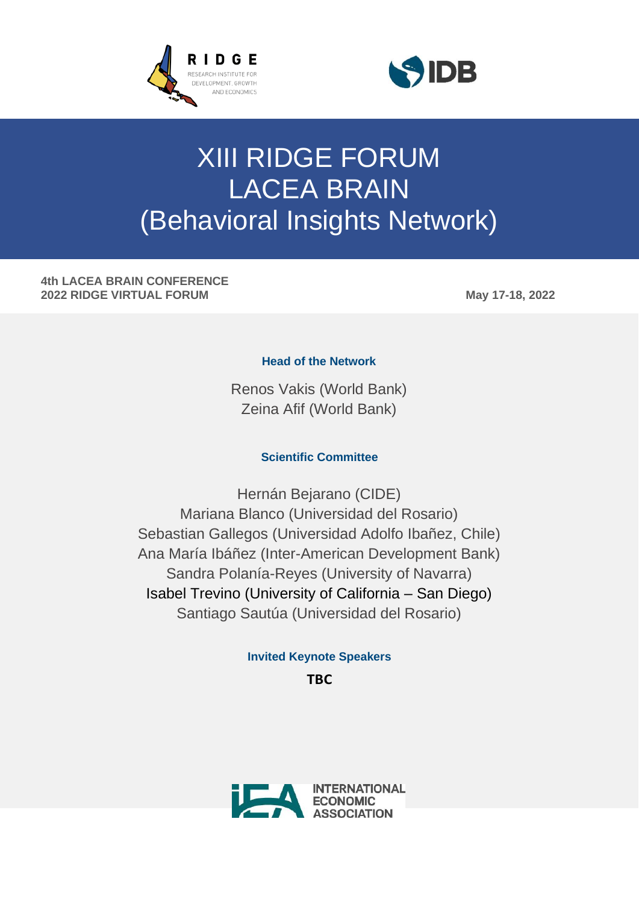RIDGE
RESEARCH INSTITUTE FOR DEVELOPMENT, GROWTH AND ECONOMICS

IDB

# XIII RIDGE FORUM
# LACEA BRAIN
# (Behavioral Insights Network)

**4th LACEA BRAIN CONFERENCE**
**2022 RIDGE VIRTUAL FORUM**

**May 17-18, 2022**

### Head of the Network

Renos Vakis (World Bank)
Zeina Afif (World Bank)

### Scientific Committee

Hernán Bejarano (CIDE)
Mariana Blanco (Universidad del Rosario)
Sebastian Gallegos (Universidad Adolfo Ibañez, Chile)
Ana María Ibáñez (Inter-American Development Bank)
Sandra Polanía-Reyes (University of Navarra)
Isabel Trevino (University of California – San Diego)
Santiago Sautúa (Universidad del Rosario)

### Invited Keynote Speakers

**TBC**

INTERNATIONAL ECONOMIC ASSOCIATION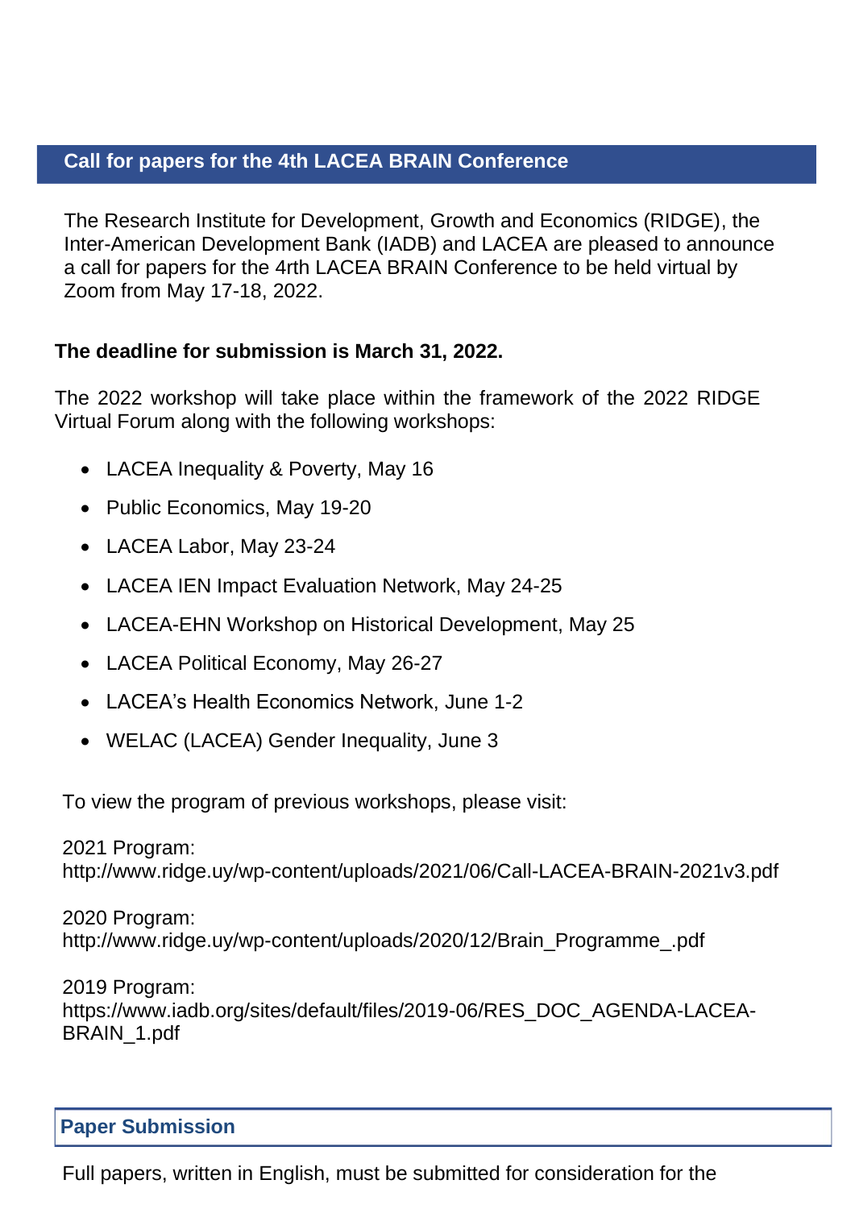## Call for papers for the 4th LACEA BRAIN Conference

The Research Institute for Development, Growth and Economics (RIDGE), the Inter-American Development Bank (IADB) and LACEA are pleased to announce a call for papers for the 4rth LACEA BRAIN Conference to be held virtual by Zoom from May 17-18, 2022.

**The deadline for submission is March 31, 2022.**

The 2022 workshop will take place within the framework of the 2022 RIDGE Virtual Forum along with the following workshops:

- LACEA Inequality & Poverty, May 16
- Public Economics, May 19-20
- LACEA Labor, May 23-24
- LACEA IEN Impact Evaluation Network, May 24-25
- LACEA-EHN Workshop on Historical Development, May 25
- LACEA Political Economy, May 26-27
- LACEA's Health Economics Network, June 1-2
- WELAC (LACEA) Gender Inequality, June 3

To view the program of previous workshops, please visit:

2021 Program:
http://www.ridge.uy/wp-content/uploads/2021/06/Call-LACEA-BRAIN-2021v3.pdf

2020 Program:
http://www.ridge.uy/wp-content/uploads/2020/12/Brain_Programme_.pdf

2019 Program:
https://www.iadb.org/sites/default/files/2019-06/RES_DOC_AGENDA-LACEA-BRAIN_1.pdf

## Paper Submission

Full papers, written in English, must be submitted for consideration for the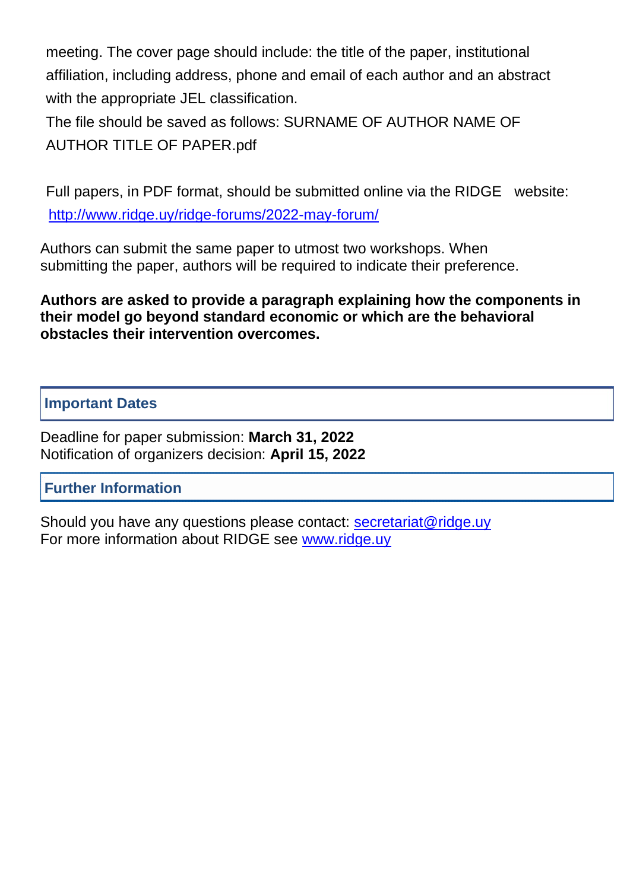meeting. The cover page should include: the title of the paper, institutional affiliation, including address, phone and email of each author and an abstract with the appropriate JEL classification.

The file should be saved as follows: SURNAME OF AUTHOR NAME OF AUTHOR TITLE OF PAPER.pdf

Full papers, in PDF format, should be submitted online via the RIDGE website: [http://www.ridge.uy/ridge-forums/2022-may-forum/](http://www.ridge.uy/ridge-forums/2022-may-forum/)

Authors can submit the same paper to utmost two workshops. When submitting the paper, authors will be required to indicate their preference.

**Authors are asked to provide a paragraph explaining how the components in their model go beyond standard economic or which are the behavioral obstacles their intervention overcomes.**

## Important Dates

Deadline for paper submission: **March 31, 2022**
Notification of organizers decision: **April 15, 2022**

## Further Information

Should you have any questions please contact: [secretariat@ridge.uy](mailto:secretariat@ridge.uy)
For more information about RIDGE see [www.ridge.uy](http://www.ridge.uy)